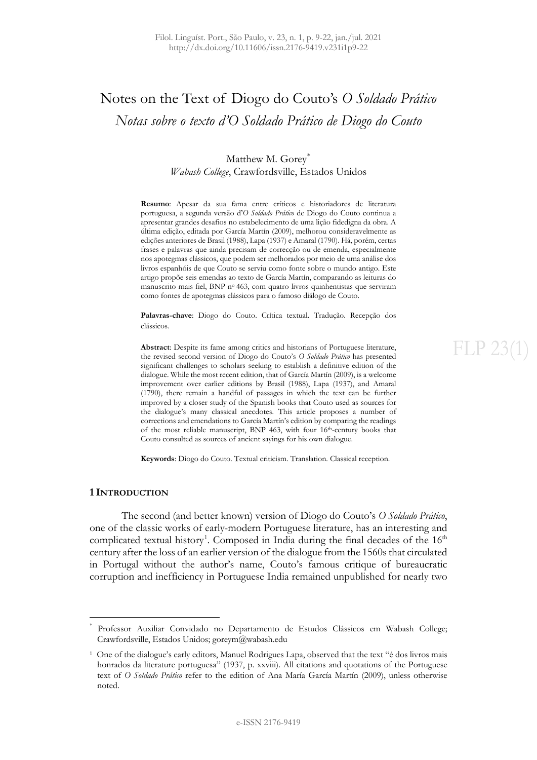# Notes on the Text of Diogo do Couto's *O Soldado Prático*

## *Notas sobre o texto d'O Soldado Prático de Diogo do Couto*

Matthew M. Gorey*
*Wabash College*, Crawfordsville, Estados Unidos

**Resumo**: Apesar da sua fama entre críticos e historiadores de literatura portuguesa, a segunda versão d'*O Soldado Prático* de Diogo do Couto continua a apresentar grandes desafios no estabelecimento de uma lição fidedigna da obra. A última edição, editada por García Martín (2009), melhorou consideravelmente as edições anteriores de Brasil (1988), Lapa (1937) e Amaral (1790). Há, porém, certas frases e palavras que ainda precisam de correcção ou de emenda, especialmente nos apotegmas clássicos, que podem ser melhorados por meio de uma análise dos livros espanhóis de que Couto se serviu como fonte sobre o mundo antigo. Este artigo propõe seis emendas ao texto de García Martín, comparando as leituras do manuscrito mais fiel, BNP nº 463, com quatro livros quinhentistas que serviram como fontes de apotegmas clássicos para o famoso diálogo de Couto.

**Palavras-chave**: Diogo do Couto. Crítica textual. Tradução. Recepção dos clássicos.

**Abstract**: Despite its fame among critics and historians of Portuguese literature, the revised second version of Diogo do Couto's *O Soldado Prático* has presented significant challenges to scholars seeking to establish a definitive edition of the dialogue. While the most recent edition, that of García Martín (2009), is a welcome improvement over earlier editions by Brasil (1988), Lapa (1937), and Amaral (1790), there remain a handful of passages in which the text can be further improved by a closer study of the Spanish books that Couto used as sources for the dialogue's many classical anecdotes. This article proposes a number of corrections and emendations to García Martín's edition by comparing the readings of the most reliable manuscript, BNP 463, with four 16th-century books that Couto consulted as sources of ancient sayings for his own dialogue.

**Keywords**: Diogo do Couto. Textual criticism. Translation. Classical reception.

### 1 Introduction

The second (and better known) version of Diogo do Couto's *O Soldado Prático*, one of the classic works of early-modern Portuguese literature, has an interesting and complicated textual history[1]. Composed in India during the final decades of the 16th century after the loss of an earlier version of the dialogue from the 1560s that circulated in Portugal without the author's name, Couto's famous critique of bureaucratic corruption and inefficiency in Portuguese India remained unpublished for nearly two

---

\* Professor Auxiliar Convidado no Departamento de Estudos Clássicos em Wabash College; Crawfordsville, Estados Unidos; goreym@wabash.edu

[1] One of the dialogue's early editors, Manuel Rodrigues Lapa, observed that the text "é dos livros mais honrados da literature portuguesa" (1937, p. xxviii). All citations and quotations of the Portuguese text of *O Soldado Prático* refer to the edition of Ana María García Martín (2009), unless otherwise noted.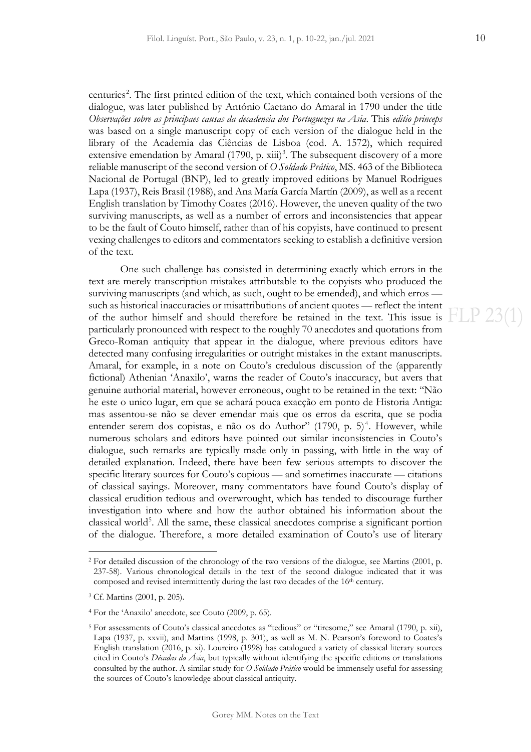centuries[2]. The first printed edition of the text, which contained both versions of the dialogue, was later published by António Caetano do Amaral in 1790 under the title *Observações sobre as principaes causas da decadencia dos Portuguezes na Asia*. This *editio princeps* was based on a single manuscript copy of each version of the dialogue held in the library of the Academia das Ciências de Lisboa (cod. A. 1572), which required extensive emendation by Amaral (1790, p. xiii)[3]. The subsequent discovery of a more reliable manuscript of the second version of *O Soldado Prático*, MS. 463 of the Biblioteca Nacional de Portugal (BNP), led to greatly improved editions by Manuel Rodrigues Lapa (1937), Reis Brasil (1988), and Ana María García Martín (2009), as well as a recent English translation by Timothy Coates (2016). However, the uneven quality of the two surviving manuscripts, as well as a number of errors and inconsistencies that appear to be the fault of Couto himself, rather than of his copyists, have continued to present vexing challenges to editors and commentators seeking to establish a definitive version of the text.

One such challenge has consisted in determining exactly which errors in the text are merely transcription mistakes attributable to the copyists who produced the surviving manuscripts (and which, as such, ought to be emended), and which erros — such as historical inaccuracies or misattributions of ancient quotes — reflect the intent of the author himself and should therefore be retained in the text. This issue is particularly pronounced with respect to the roughly 70 anecdotes and quotations from Greco-Roman antiquity that appear in the dialogue, where previous editors have detected many confusing irregularities or outright mistakes in the extant manuscripts. Amaral, for example, in a note on Couto's credulous discussion of the (apparently fictional) Athenian 'Anaxilo', warns the reader of Couto's inaccuracy, but avers that genuine authorial material, however erroneous, ought to be retained in the text: "Não he este o unico lugar, em que se achará pouca exacção em ponto de Historia Antiga: mas assentou-se não se dever emendar mais que os erros da escrita, que se podia entender serem dos copistas, e não os do Author" (1790, p. 5)[4]. However, while numerous scholars and editors have pointed out similar inconsistencies in Couto's dialogue, such remarks are typically made only in passing, with little in the way of detailed explanation. Indeed, there have been few serious attempts to discover the specific literary sources for Couto's copious — and sometimes inaccurate — citations of classical sayings. Moreover, many commentators have found Couto's display of classical erudition tedious and overwrought, which has tended to discourage further investigation into where and how the author obtained his information about the classical world[5]. All the same, these classical anecdotes comprise a significant portion of the dialogue. Therefore, a more detailed examination of Couto's use of literary

---

[2] For detailed discussion of the chronology of the two versions of the dialogue, see Martins (2001, p. 237-58). Various chronological details in the text of the second dialogue indicated that it was composed and revised intermittently during the last two decades of the 16th century.

[3] Cf. Martins (2001, p. 205).

[4] For the 'Anaxilo' anecdote, see Couto (2009, p. 65).

[5] For assessments of Couto's classical anecdotes as "tedious" or "tiresome," see Amaral (1790, p. xii), Lapa (1937, p. xxvii), and Martins (1998, p. 301), as well as M. N. Pearson's foreword to Coates's English translation (2016, p. xi). Loureiro (1998) has catalogued a variety of classical literary sources cited in Couto's *Décadas da Ásia*, but typically without identifying the specific editions or translations consulted by the author. A similar study for *O Soldado Prático* would be immensely useful for assessing the sources of Couto's knowledge about classical antiquity.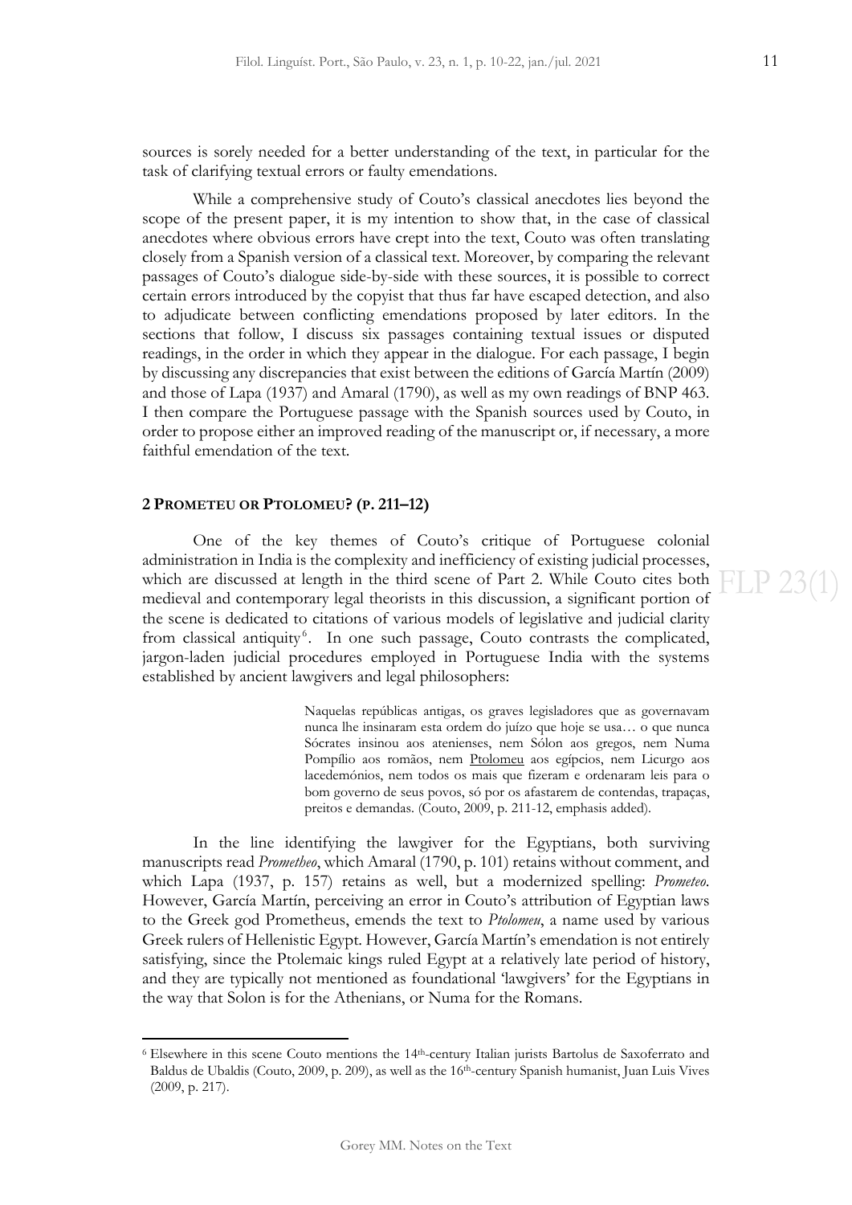sources is sorely needed for a better understanding of the text, in particular for the task of clarifying textual errors or faulty emendations.

While a comprehensive study of Couto's classical anecdotes lies beyond the scope of the present paper, it is my intention to show that, in the case of classical anecdotes where obvious errors have crept into the text, Couto was often translating closely from a Spanish version of a classical text. Moreover, by comparing the relevant passages of Couto's dialogue side-by-side with these sources, it is possible to correct certain errors introduced by the copyist that thus far have escaped detection, and also to adjudicate between conflicting emendations proposed by later editors. In the sections that follow, I discuss six passages containing textual issues or disputed readings, in the order in which they appear in the dialogue. For each passage, I begin by discussing any discrepancies that exist between the editions of García Martín (2009) and those of Lapa (1937) and Amaral (1790), as well as my own readings of BNP 463. I then compare the Portuguese passage with the Spanish sources used by Couto, in order to propose either an improved reading of the manuscript or, if necessary, a more faithful emendation of the text.

## 2 PROMETEU OR PTOLOMEU? (P. 211–12)

One of the key themes of Couto's critique of Portuguese colonial administration in India is the complexity and inefficiency of existing judicial processes, which are discussed at length in the third scene of Part 2. While Couto cites both medieval and contemporary legal theorists in this discussion, a significant portion of the scene is dedicated to citations of various models of legislative and judicial clarity from classical antiquity[6]. In one such passage, Couto contrasts the complicated, jargon-laden judicial procedures employed in Portuguese India with the systems established by ancient lawgivers and legal philosophers:

> Naquelas repúblicas antigas, os graves legisladores que as governavam nunca lhe insinaram esta ordem do juízo que hoje se usa… o que nunca Sócrates insinou aos atenienses, nem Sólon aos gregos, nem Numa Pompílio aos romãos, nem <u>Ptolomeu</u> aos egípcios, nem Licurgo aos lacedemónios, nem todos os mais que fizeram e ordenaram leis para o bom governo de seus povos, só por os afastarem de contendas, trapaças, preitos e demandas. (Couto, 2009, p. 211-12, emphasis added).

In the line identifying the lawgiver for the Egyptians, both surviving manuscripts read *Prometheo*, which Amaral (1790, p. 101) retains without comment, and which Lapa (1937, p. 157) retains as well, but a modernized spelling: *Prometeo*. However, García Martín, perceiving an error in Couto's attribution of Egyptian laws to the Greek god Prometheus, emends the text to *Ptolomeu*, a name used by various Greek rulers of Hellenistic Egypt. However, García Martín's emendation is not entirely satisfying, since the Ptolemaic kings ruled Egypt at a relatively late period of history, and they are typically not mentioned as foundational 'lawgivers' for the Egyptians in the way that Solon is for the Athenians, or Numa for the Romans.

[6] Elsewhere in this scene Couto mentions the 14th-century Italian jurists Bartolus de Saxoferrato and Baldus de Ubaldis (Couto, 2009, p. 209), as well as the 16th-century Spanish humanist, Juan Luis Vives (2009, p. 217).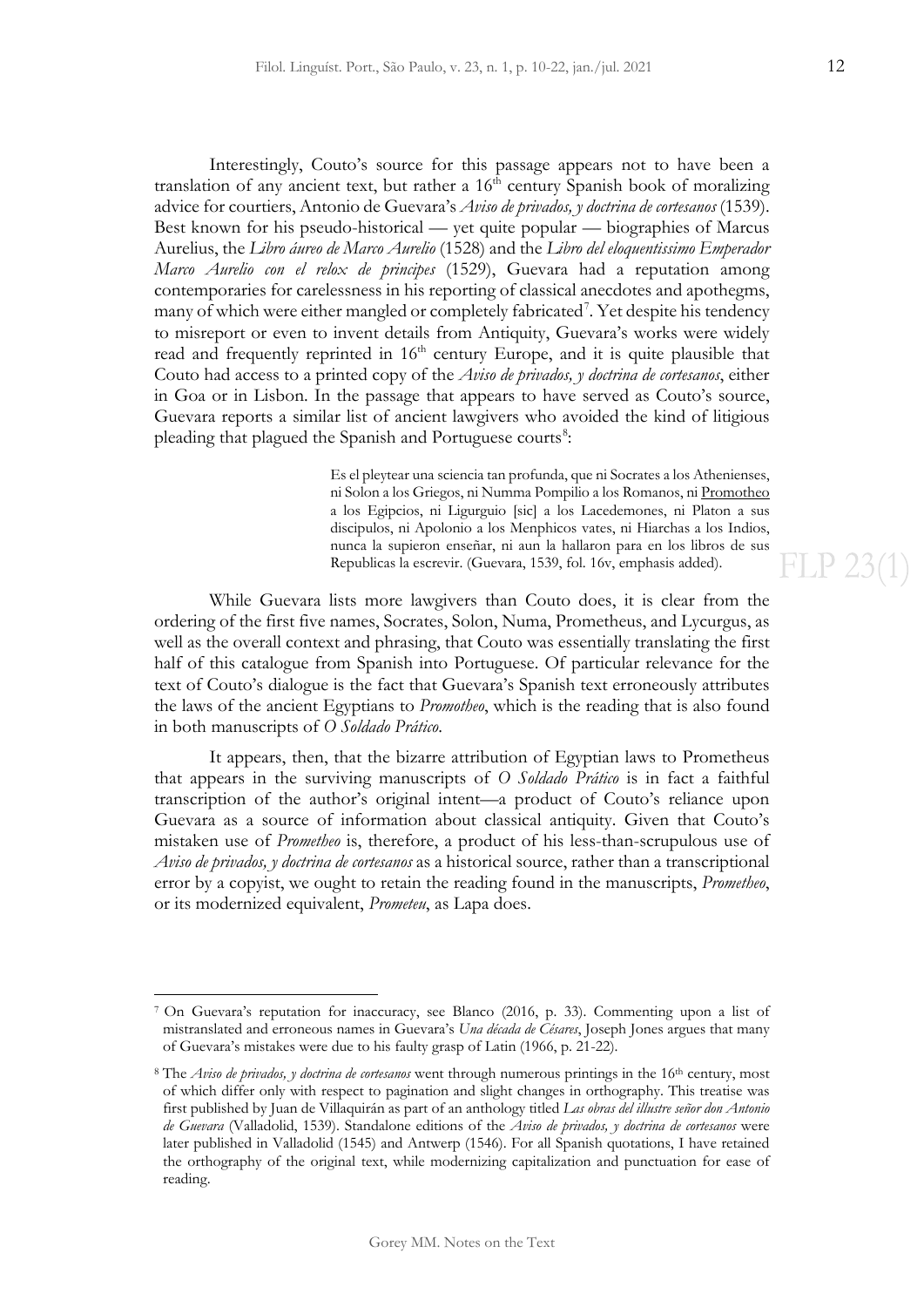Interestingly, Couto's source for this passage appears not to have been a translation of any ancient text, but rather a 16th century Spanish book of moralizing advice for courtiers, Antonio de Guevara's *Aviso de privados, y doctrina de cortesanos* (1539). Best known for his pseudo-historical — yet quite popular — biographies of Marcus Aurelius, the *Libro áureo de Marco Aurelio* (1528) and the *Libro del eloquentissimo Emperador Marco Aurelio con el relox de principes* (1529), Guevara had a reputation among contemporaries for carelessness in his reporting of classical anecdotes and apothegms, many of which were either mangled or completely fabricated[7]. Yet despite his tendency to misreport or even to invent details from Antiquity, Guevara's works were widely read and frequently reprinted in 16th century Europe, and it is quite plausible that Couto had access to a printed copy of the *Aviso de privados, y doctrina de cortesanos*, either in Goa or in Lisbon. In the passage that appears to have served as Couto's source, Guevara reports a similar list of ancient lawgivers who avoided the kind of litigious pleading that plagued the Spanish and Portuguese courts[8]:

> Es el pleytear una sciencia tan profunda, que ni Socrates a los Athenienses, ni Solon a los Griegos, ni Numma Pompilio a los Romanos, ni Promotheo a los Egipcios, ni Ligurguio [sic] a los Lacedemones, ni Platon a sus discipulos, ni Apolonio a los Menphicos vates, ni Hiarchas a los Indios, nunca la supieron enseñar, ni aun la hallaron para en los libros de sus Republicas la escrevir. (Guevara, 1539, fol. 16v, emphasis added).

While Guevara lists more lawgivers than Couto does, it is clear from the ordering of the first five names, Socrates, Solon, Numa, Prometheus, and Lycurgus, as well as the overall context and phrasing, that Couto was essentially translating the first half of this catalogue from Spanish into Portuguese. Of particular relevance for the text of Couto's dialogue is the fact that Guevara's Spanish text erroneously attributes the laws of the ancient Egyptians to *Promotheo*, which is the reading that is also found in both manuscripts of *O Soldado Prático*.

It appears, then, that the bizarre attribution of Egyptian laws to Prometheus that appears in the surviving manuscripts of *O Soldado Prático* is in fact a faithful transcription of the author's original intent—a product of Couto's reliance upon Guevara as a source of information about classical antiquity. Given that Couto's mistaken use of *Prometheo* is, therefore, a product of his less-than-scrupulous use of *Aviso de privados, y doctrina de cortesanos* as a historical source, rather than a transcriptional error by a copyist, we ought to retain the reading found in the manuscripts, *Prometheo*, or its modernized equivalent, *Prometeu*, as Lapa does.

---

[7] On Guevara's reputation for inaccuracy, see Blanco (2016, p. 33). Commenting upon a list of mistranslated and erroneous names in Guevara's *Una década de Césares*, Joseph Jones argues that many of Guevara's mistakes were due to his faulty grasp of Latin (1966, p. 21-22).

[8] The *Aviso de privados, y doctrina de cortesanos* went through numerous printings in the 16th century, most of which differ only with respect to pagination and slight changes in orthography. This treatise was first published by Juan de Villaquirán as part of an anthology titled *Las obras del illustre señor don Antonio de Guevara* (Valladolid, 1539). Standalone editions of the *Aviso de privados, y doctrina de cortesanos* were later published in Valladolid (1545) and Antwerp (1546). For all Spanish quotations, I have retained the orthography of the original text, while modernizing capitalization and punctuation for ease of reading.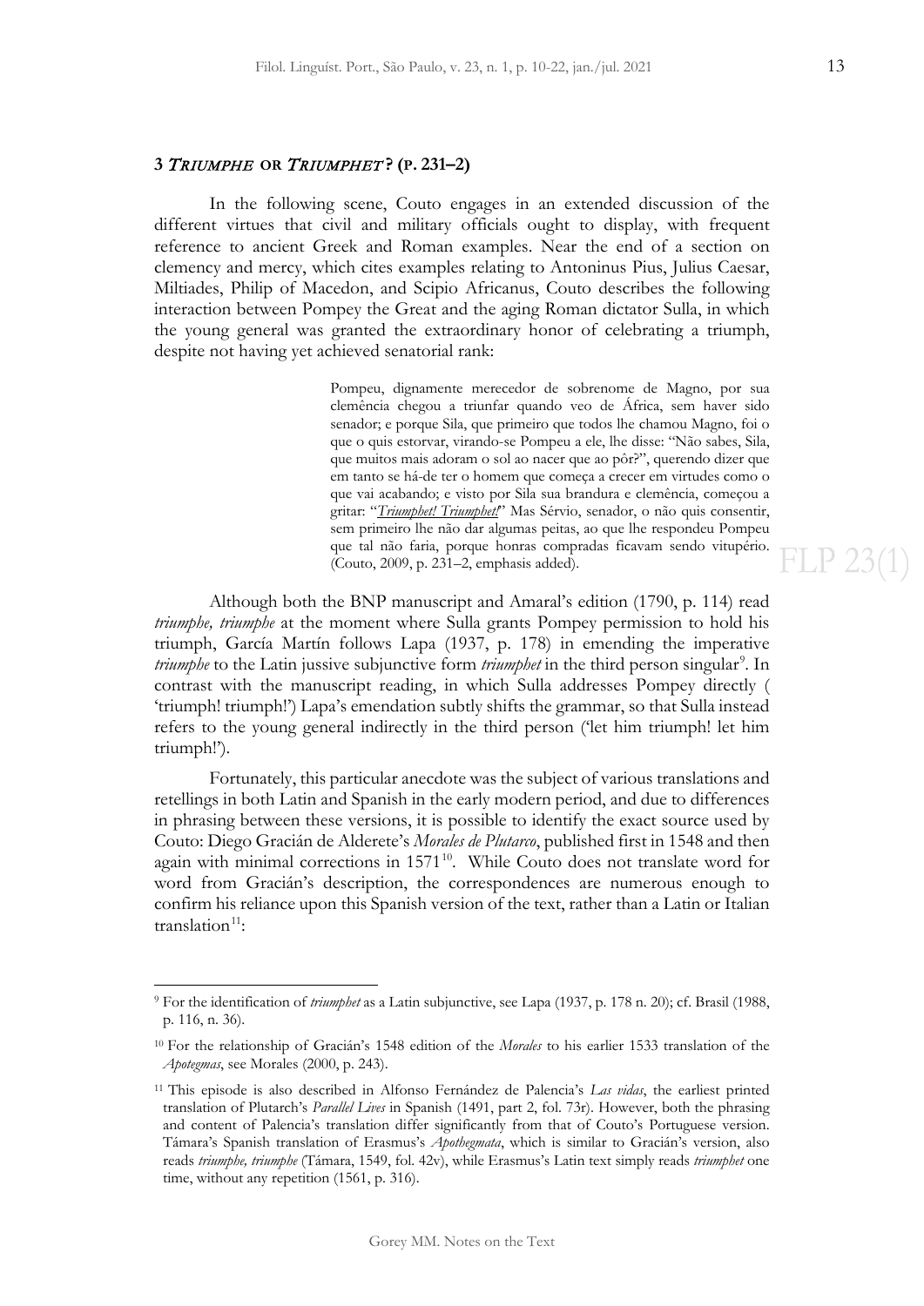## 3 *TRIUMPHE* OR *TRIUMPHET*? (P. 231–2)

In the following scene, Couto engages in an extended discussion of the different virtues that civil and military officials ought to display, with frequent reference to ancient Greek and Roman examples. Near the end of a section on clemency and mercy, which cites examples relating to Antoninus Pius, Julius Caesar, Miltiades, Philip of Macedon, and Scipio Africanus, Couto describes the following interaction between Pompey the Great and the aging Roman dictator Sulla, in which the young general was granted the extraordinary honor of celebrating a triumph, despite not having yet achieved senatorial rank:

> Pompeu, dignamente merecedor de sobrenome de Magno, por sua clemência chegou a triunfar quando veo de África, sem haver sido senador; e porque Sila, que primeiro que todos lhe chamou Magno, foi o que o quis estorvar, virando-se Pompeu a ele, lhe disse: "Não sabes, Sila, que muitos mais adoram o sol ao nacer que ao pôr?", querendo dizer que em tanto se há-de ter o homem que começa a crecer em virtudes como o que vai acabando; e visto por Sila sua brandura e clemência, começou a gritar: "*Triumphet! Triumphet!*" Mas Sérvio, senador, o não quis consentir, sem primeiro lhe não dar algumas peitas, ao que lhe respondeu Pompeu que tal não faria, porque honras compradas ficavam sendo vitupério. (Couto, 2009, p. 231–2, emphasis added).

Although both the BNP manuscript and Amaral's edition (1790, p. 114) read *triumphe, triumphe* at the moment where Sulla grants Pompey permission to hold his triumph, García Martín follows Lapa (1937, p. 178) in emending the imperative *triumphe* to the Latin jussive subjunctive form *triumphet* in the third person singular[9]. In contrast with the manuscript reading, in which Sulla addresses Pompey directly ( 'triumph! triumph!') Lapa's emendation subtly shifts the grammar, so that Sulla instead refers to the young general indirectly in the third person ('let him triumph! let him triumph!').

Fortunately, this particular anecdote was the subject of various translations and retellings in both Latin and Spanish in the early modern period, and due to differences in phrasing between these versions, it is possible to identify the exact source used by Couto: Diego Gracián de Alderete's *Morales de Plutarco*, published first in 1548 and then again with minimal corrections in 1571[10]. While Couto does not translate word for word from Gracián's description, the correspondences are numerous enough to confirm his reliance upon this Spanish version of the text, rather than a Latin or Italian translation[11]:

---

[9] For the identification of *triumphet* as a Latin subjunctive, see Lapa (1937, p. 178 n. 20); cf. Brasil (1988, p. 116, n. 36).

[10] For the relationship of Gracián's 1548 edition of the *Morales* to his earlier 1533 translation of the *Apotegmas*, see Morales (2000, p. 243).

[11] This episode is also described in Alfonso Fernández de Palencia's *Las vidas*, the earliest printed translation of Plutarch's *Parallel Lives* in Spanish (1491, part 2, fol. 73r). However, both the phrasing and content of Palencia's translation differ significantly from that of Couto's Portuguese version. Támara's Spanish translation of Erasmus's *Apothegmata*, which is similar to Gracián's version, also reads *triumphe, triumphe* (Támara, 1549, fol. 42v), while Erasmus's Latin text simply reads *triumphet* one time, without any repetition (1561, p. 316).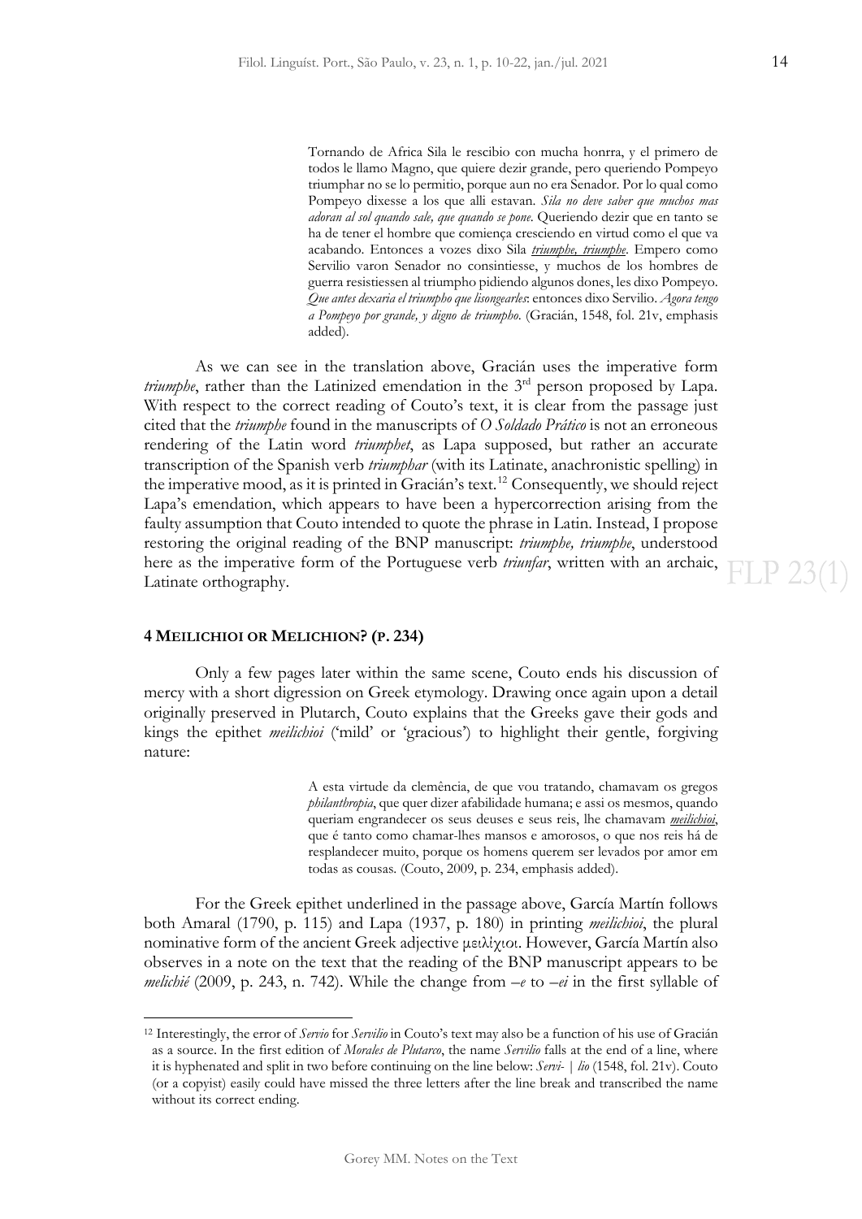> Tornando de Africa Sila le rescibio con mucha honrra, y el primero de todos le llamo Magno, que quiere dezir grande, pero queriendo Pompeyo triumphar no se lo permitio, porque aun no era Senador. Por lo qual como Pompeyo dixesse a los que alli estavan. *Sila no deve saber que muchos mas adoran al sol quando sale, que quando se pone*. Queriendo dezir que en tanto se ha de tener el hombre que comiença cresciendo en virtud como el que va acabando. Entonces a vozes dixo Sila ***triumphe, triumphe***. Empero como Servilio varon Senador no consintiesse, y muchos de los hombres de guerra resistiessen al triumpho pidiendo algunos dones, les dixo Pompeyo. *Que antes dexaria el triumpho que lisongearles*: entonces dixo Servilio. *Agora tengo a Pompeyo por grande, y digno de triumpho*. (Gracián, 1548, fol. 21v, emphasis added).

As we can see in the translation above, Gracián uses the imperative form *triumphe*, rather than the Latinized emendation in the 3rd person proposed by Lapa. With respect to the correct reading of Couto's text, it is clear from the passage just cited that the *triumphe* found in the manuscripts of *O Soldado Prático* is not an erroneous rendering of the Latin word *triumphet*, as Lapa supposed, but rather an accurate transcription of the Spanish verb *triumphar* (with its Latinate, anachronistic spelling) in the imperative mood, as it is printed in Gracián's text.[12] Consequently, we should reject Lapa's emendation, which appears to have been a hypercorrection arising from the faulty assumption that Couto intended to quote the phrase in Latin. Instead, I propose restoring the original reading of the BNP manuscript: *triumphe, triumphe*, understood here as the imperative form of the Portuguese verb *triunfar*, written with an archaic, Latinate orthography.

## 4 MEILICHIOI OR MELICHION? (P. 234)

Only a few pages later within the same scene, Couto ends his discussion of mercy with a short digression on Greek etymology. Drawing once again upon a detail originally preserved in Plutarch, Couto explains that the Greeks gave their gods and kings the epithet *meilichioi* ('mild' or 'gracious') to highlight their gentle, forgiving nature:

> A esta virtude da clemência, de que vou tratando, chamavam os gregos *philanthropia*, que quer dizer afabilidade humana; e assi os mesmos, quando queriam engrandecer os seus deuses e seus reis, lhe chamavam ***meilichioi***, que é tanto como chamar-lhes mansos e amorosos, o que nos reis há de resplandecer muito, porque os homens querem ser levados por amor em todas as cousas. (Couto, 2009, p. 234, emphasis added).

For the Greek epithet underlined in the passage above, García Martín follows both Amaral (1790, p. 115) and Lapa (1937, p. 180) in printing *meilichioi*, the plural nominative form of the ancient Greek adjective μειλίχιοι. However, García Martín also observes in a note on the text that the reading of the BNP manuscript appears to be *melichié* (2009, p. 243, n. 742). While the change from –*e* to –*ei* in the first syllable of

[12] Interestingly, the error of *Servio* for *Servilio* in Couto's text may also be a function of his use of Gracián as a source. In the first edition of *Morales de Plutarco*, the name *Servilio* falls at the end of a line, where it is hyphenated and split in two before continuing on the line below: *Servi-* | *lio* (1548, fol. 21v). Couto (or a copyist) easily could have missed the three letters after the line break and transcribed the name without its correct ending.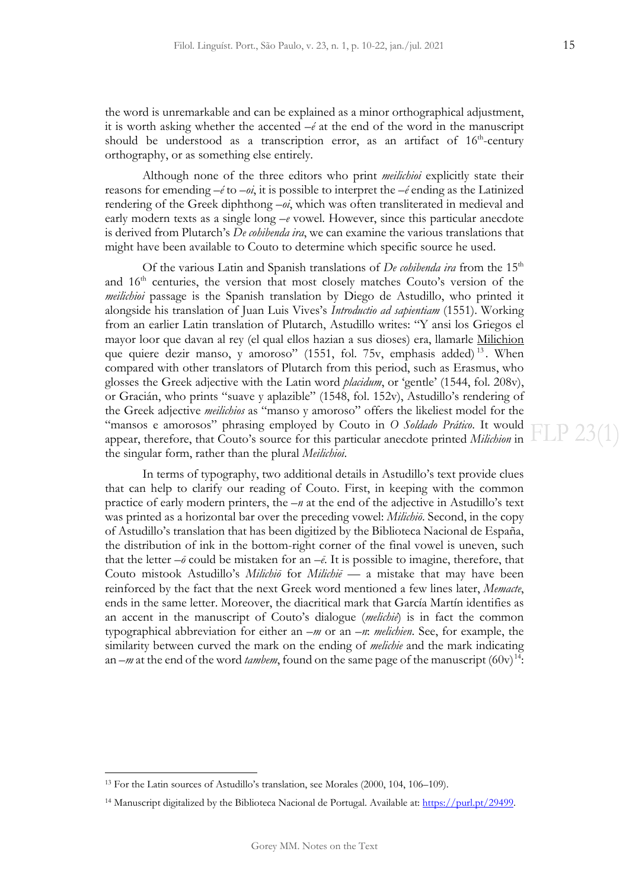the word is unremarkable and can be explained as a minor orthographical adjustment, it is worth asking whether the accented *–é* at the end of the word in the manuscript should be understood as a transcription error, as an artifact of 16th-century orthography, or as something else entirely.

Although none of the three editors who print *meilichioi* explicitly state their reasons for emending *–é* to *–oi*, it is possible to interpret the *–é* ending as the Latinized rendering of the Greek diphthong *–oi*, which was often transliterated in medieval and early modern texts as a single long *–e* vowel. However, since this particular anecdote is derived from Plutarch's *De cohibenda ira*, we can examine the various translations that might have been available to Couto to determine which specific source he used.

Of the various Latin and Spanish translations of *De cohibenda ira* from the 15th and 16th centuries, the version that most closely matches Couto's version of the *meilichioi* passage is the Spanish translation by Diego de Astudillo, who printed it alongside his translation of Juan Luis Vives's *Introductio ad sapientiam* (1551). Working from an earlier Latin translation of Plutarch, Astudillo writes: "Y ansi los Griegos el mayor loor que davan al rey (el qual ellos hazian a sus dioses) era, llamarle Milichion que quiere dezir manso, y amoroso" (1551, fol. 75v, emphasis added)[13]. When compared with other translators of Plutarch from this period, such as Erasmus, who glosses the Greek adjective with the Latin word *placidum*, or 'gentle' (1544, fol. 208v), or Gracián, who prints "suave y aplazible" (1548, fol. 152v), Astudillo's rendering of the Greek adjective *meilichios* as "manso y amoroso" offers the likeliest model for the "mansos e amorosos" phrasing employed by Couto in *O Soldado Prático*. It would appear, therefore, that Couto's source for this particular anecdote printed *Milichion* in the singular form, rather than the plural *Meilichioi*.

In terms of typography, two additional details in Astudillo's text provide clues that can help to clarify our reading of Couto. First, in keeping with the common practice of early modern printers, the *–n* at the end of the adjective in Astudillo's text was printed as a horizontal bar over the preceding vowel: *Milichiō*. Second, in the copy of Astudillo's translation that has been digitized by the Biblioteca Nacional de España, the distribution of ink in the bottom-right corner of the final vowel is uneven, such that the letter *–ō* could be mistaken for an *–ē*. It is possible to imagine, therefore, that Couto mistook Astudillo's *Milichiō* for *Milichiē* — a mistake that may have been reinforced by the fact that the next Greek word mentioned a few lines later, *Memacte*, ends in the same letter. Moreover, the diacritical mark that García Martín identifies as an accent in the manuscript of Couto's dialogue (*melichié*) is in fact the common typographical abbreviation for either an *–m* or an *–n*: *melichien*. See, for example, the similarity between curved the mark on the ending of *melichie* and the mark indicating an *–m* at the end of the word *tambem*, found on the same page of the manuscript (60v)[14]:

---

[13] For the Latin sources of Astudillo's translation, see Morales (2000, 104, 106–109).

[14] Manuscript digitalized by the Biblioteca Nacional de Portugal. Available at: https://purl.pt/29499.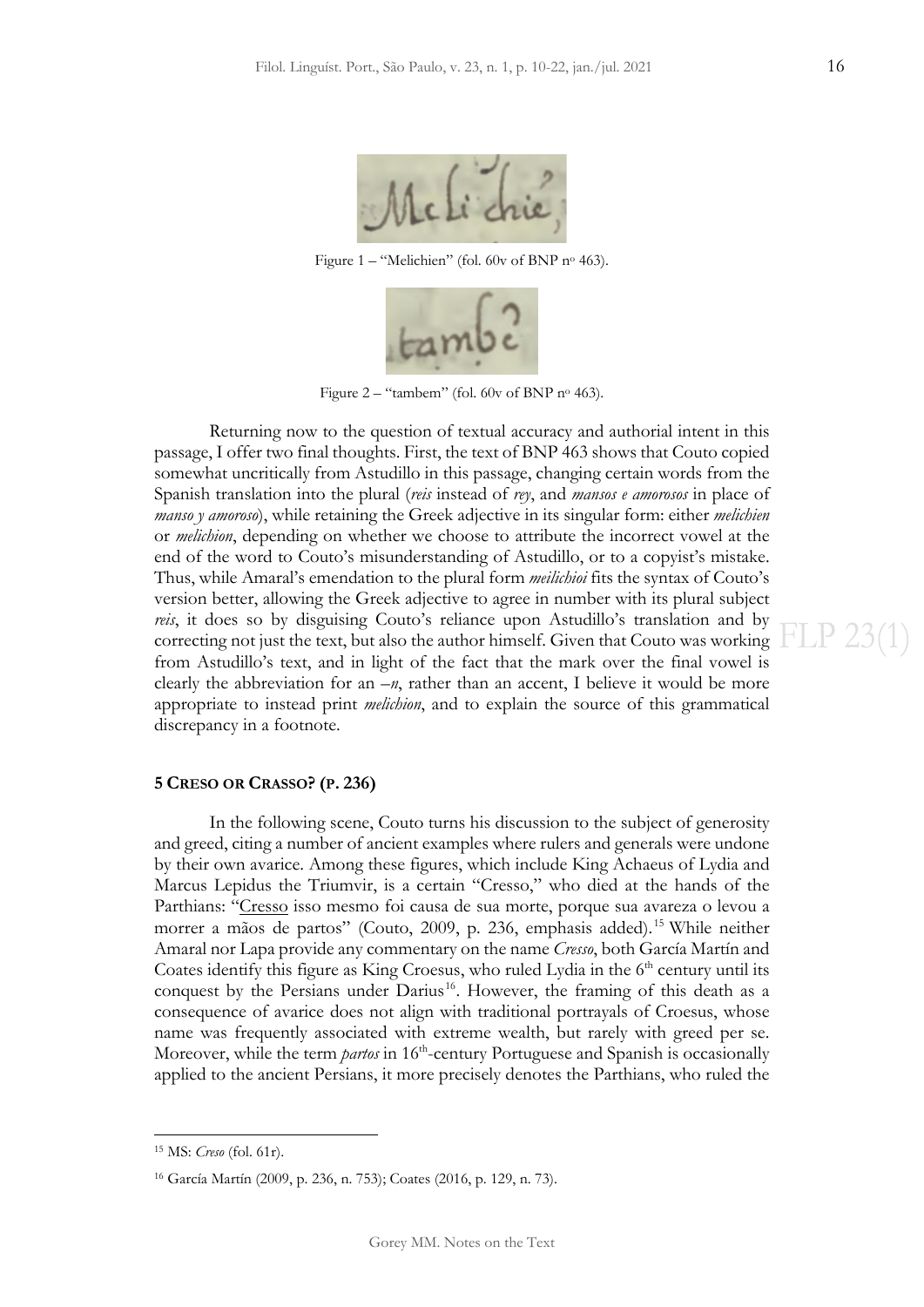Figure 1 – "Melichien" (fol. 60v of BNP nº 463).

Figure 2 – "tambem" (fol. 60v of BNP nº 463).

Returning now to the question of textual accuracy and authorial intent in this passage, I offer two final thoughts. First, the text of BNP 463 shows that Couto copied somewhat uncritically from Astudillo in this passage, changing certain words from the Spanish translation into the plural (*reis* instead of *rey*, and *mansos e amorosos* in place of *manso y amoroso*), while retaining the Greek adjective in its singular form: either *melichien* or *melichion*, depending on whether we choose to attribute the incorrect vowel at the end of the word to Couto's misunderstanding of Astudillo, or to a copyist's mistake. Thus, while Amaral's emendation to the plural form *meilichioi* fits the syntax of Couto's version better, allowing the Greek adjective to agree in number with its plural subject *reis*, it does so by disguising Couto's reliance upon Astudillo's translation and by correcting not just the text, but also the author himself. Given that Couto was working from Astudillo's text, and in light of the fact that the mark over the final vowel is clearly the abbreviation for an *–n*, rather than an accent, I believe it would be more appropriate to instead print *melichion*, and to explain the source of this grammatical discrepancy in a footnote.

## 5 CRESO OR CRASSO? (P. 236)

In the following scene, Couto turns his discussion to the subject of generosity and greed, citing a number of ancient examples where rulers and generals were undone by their own avarice. Among these figures, which include King Achaeus of Lydia and Marcus Lepidus the Triumvir, is a certain "Cresso," who died at the hands of the Parthians: "Cresso isso mesmo foi causa de sua morte, porque sua avareza o levou a morrer a mãos de partos" (Couto, 2009, p. 236, emphasis added).[15] While neither Amaral nor Lapa provide any commentary on the name *Cresso*, both García Martín and Coates identify this figure as King Croesus, who ruled Lydia in the 6th century until its conquest by the Persians under Darius[16]. However, the framing of this death as a consequence of avarice does not align with traditional portrayals of Croesus, whose name was frequently associated with extreme wealth, but rarely with greed per se. Moreover, while the term *partos* in 16th-century Portuguese and Spanish is occasionally applied to the ancient Persians, it more precisely denotes the Parthians, who ruled the

[15] MS: *Creso* (fol. 61r).

[16] García Martín (2009, p. 236, n. 753); Coates (2016, p. 129, n. 73).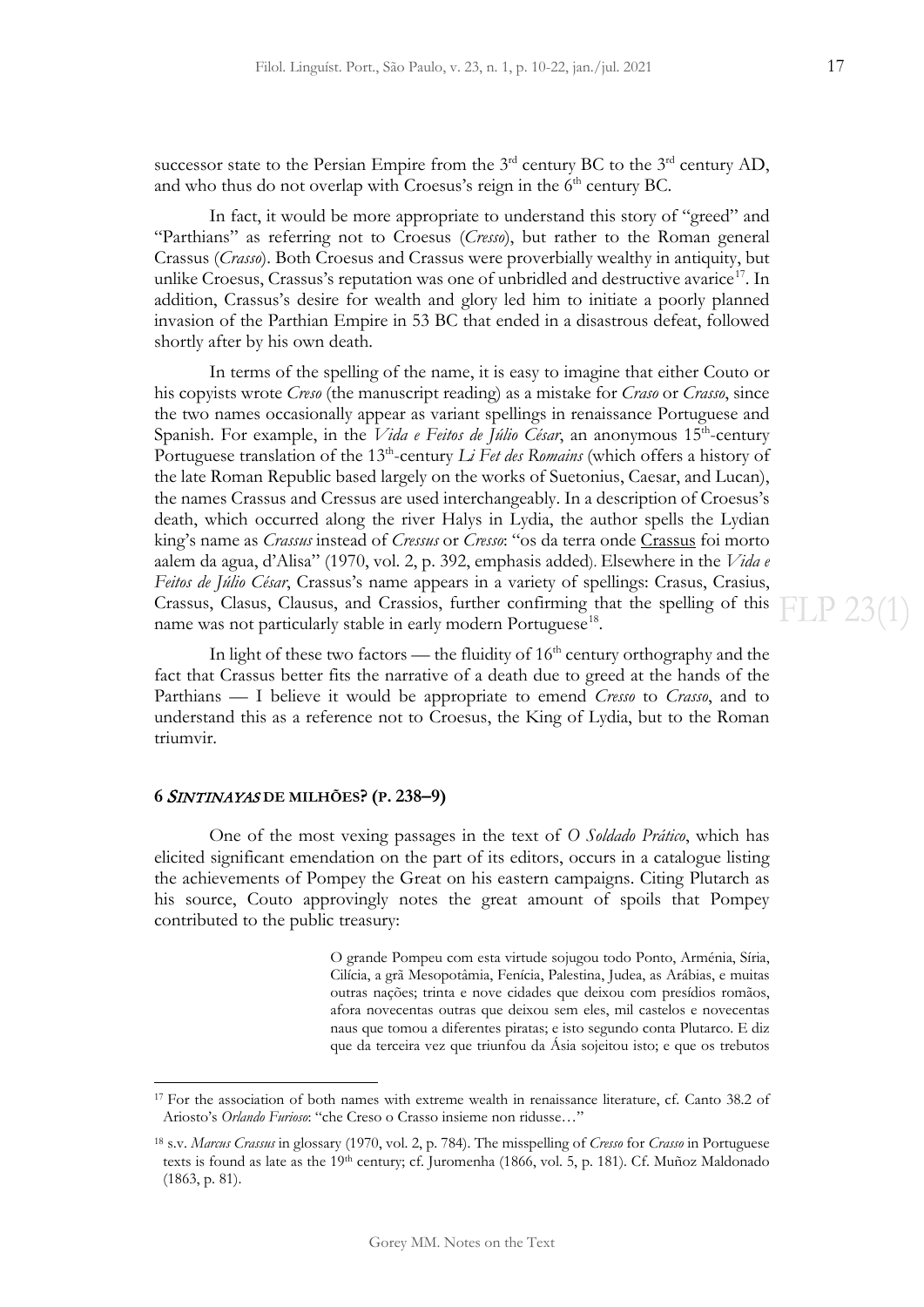successor state to the Persian Empire from the 3rd century BC to the 3rd century AD, and who thus do not overlap with Croesus's reign in the 6th century BC.

In fact, it would be more appropriate to understand this story of "greed" and "Parthians" as referring not to Croesus (*Cresso*), but rather to the Roman general Crassus (*Crasso*). Both Croesus and Crassus were proverbially wealthy in antiquity, but unlike Croesus, Crassus's reputation was one of unbridled and destructive avarice[17]. In addition, Crassus's desire for wealth and glory led him to initiate a poorly planned invasion of the Parthian Empire in 53 BC that ended in a disastrous defeat, followed shortly after by his own death.

In terms of the spelling of the name, it is easy to imagine that either Couto or his copyists wrote *Creso* (the manuscript reading) as a mistake for *Craso* or *Crasso*, since the two names occasionally appear as variant spellings in renaissance Portuguese and Spanish. For example, in the *Vida e Feitos de Júlio César*, an anonymous 15th-century Portuguese translation of the 13th-century *Li Fet des Romains* (which offers a history of the late Roman Republic based largely on the works of Suetonius, Caesar, and Lucan), the names Crassus and Cressus are used interchangeably. In a description of Croesus's death, which occurred along the river Halys in Lydia, the author spells the Lydian king's name as *Crassus* instead of *Cressus* or *Cresso*: "os da terra onde Crassus foi morto aalem da agua, d'Alisa" (1970, vol. 2, p. 392, emphasis added). Elsewhere in the *Vida e Feitos de Júlio César*, Crassus's name appears in a variety of spellings: Crasus, Crasius, Crassus, Clasus, Clausus, and Crassios, further confirming that the spelling of this name was not particularly stable in early modern Portuguese[18].

In light of these two factors — the fluidity of 16th century orthography and the fact that Crassus better fits the narrative of a death due to greed at the hands of the Parthians — I believe it would be appropriate to emend *Cresso* to *Crasso*, and to understand this as a reference not to Croesus, the King of Lydia, but to the Roman triumvir.

## 6 *SINTINAYAS* DE MILHÕES? (P. 238–9)

One of the most vexing passages in the text of *O Soldado Prático*, which has elicited significant emendation on the part of its editors, occurs in a catalogue listing the achievements of Pompey the Great on his eastern campaigns. Citing Plutarch as his source, Couto approvingly notes the great amount of spoils that Pompey contributed to the public treasury:

> O grande Pompeu com esta virtude sojugou todo Ponto, Arménia, Síria, Cilícia, a grã Mesopotâmia, Fenícia, Palestina, Judea, as Arábias, e muitas outras nações; trinta e nove cidades que deixou com presídios romãos, afora novecentas outras que deixou sem eles, mil castelos e novecentas naus que tomou a diferentes piratas; e isto segundo conta Plutarco. E diz que da terceira vez que triunfou da Ásia sojeitou isto; e que os trebutos

---

[17] For the association of both names with extreme wealth in renaissance literature, cf. Canto 38.2 of Ariosto's *Orlando Furioso*: "che Creso o Crasso insieme non ridusse…"

[18] s.v. *Marcus Crassus* in glossary (1970, vol. 2, p. 784). The misspelling of *Cresso* for *Crasso* in Portuguese texts is found as late as the 19th century; cf. Juromenha (1866, vol. 5, p. 181). Cf. Muñoz Maldonado (1863, p. 81).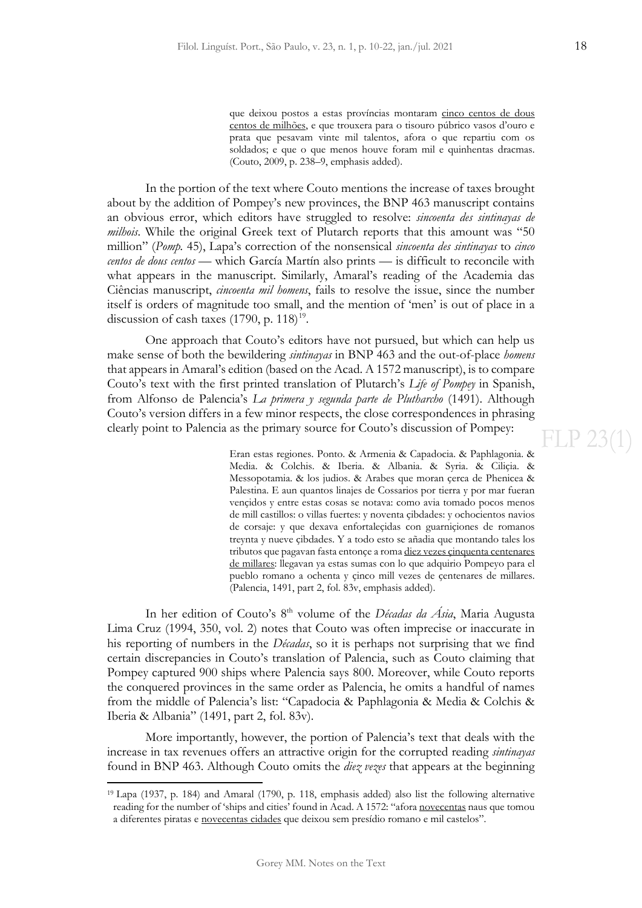> que deixou postos a estas províncias montaram <u>cinco centos de dous centos de milhões</u>, e que trouxera para o tisouro público vasos d'ouro e prata que pesavam vinte mil talentos, afora o que repartiu com os soldados; e que o que menos houve foram mil e quinhentas dracmas. (Couto, 2009, p. 238–9, emphasis added).

In the portion of the text where Couto mentions the increase of taxes brought about by the addition of Pompey's new provinces, the BNP 463 manuscript contains an obvious error, which editors have struggled to resolve: *sincoenta des sintinayas de milhois*. While the original Greek text of Plutarch reports that this amount was "50 million" (*Pomp.* 45), Lapa's correction of the nonsensical *sincoenta des sintinayas* to *cinco centos de dous centos* — which García Martín also prints — is difficult to reconcile with what appears in the manuscript. Similarly, Amaral's reading of the Academia das Ciências manuscript, *cincoenta mil homens*, fails to resolve the issue, since the number itself is orders of magnitude too small, and the mention of 'men' is out of place in a discussion of cash taxes (1790, p. 118)[19].

One approach that Couto's editors have not pursued, but which can help us make sense of both the bewildering *sintinayas* in BNP 463 and the out-of-place *homens* that appears in Amaral's edition (based on the Acad. A 1572 manuscript), is to compare Couto's text with the first printed translation of Plutarch's *Life of Pompey* in Spanish, from Alfonso de Palencia's *La primera y segunda parte de Plutharcho* (1491). Although Couto's version differs in a few minor respects, the close correspondences in phrasing clearly point to Palencia as the primary source for Couto's discussion of Pompey:

> Eran estas regiones. Ponto. & Armenia & Capadocia. & Paphlagonia. & Media. & Colchis. & Iberia. & Albania. & Syria. & Ciliçia. & Messopotamia. & los judios. & Arabes que moran çerca de Phenicea & Palestina. E aun quantos linajes de Cossarios por tierra y por mar fueran vençidos y entre estas cosas se notava: como avia tomado pocos menos de mill castillos: o villas fuertes: y noventa çibdades: y ochocientos navios de corsaje: y que dexava enfortaleçidas con guarniçiones de romanos treynta y nueve çibdades. Y a todo esto se añadia que montando tales los tributos que pagavan fasta entonçe a roma <u>diez vezes çinquenta centenares de millares</u>: llegavan ya estas sumas con lo que adquirio Pompeyo para el pueblo romano a ochenta y çinco mill vezes de çentenares de millares. (Palencia, 1491, part 2, fol. 83v, emphasis added).

In her edition of Couto's 8th volume of the *Décadas da Ásia*, Maria Augusta Lima Cruz (1994, 350, vol. 2) notes that Couto was often imprecise or inaccurate in his reporting of numbers in the *Décadas*, so it is perhaps not surprising that we find certain discrepancies in Couto's translation of Palencia, such as Couto claiming that Pompey captured 900 ships where Palencia says 800. Moreover, while Couto reports the conquered provinces in the same order as Palencia, he omits a handful of names from the middle of Palencia's list: "Capadocia & Paphlagonia & Media & Colchis & Iberia & Albania" (1491, part 2, fol. 83v).

More importantly, however, the portion of Palencia's text that deals with the increase in tax revenues offers an attractive origin for the corrupted reading *sintinayas* found in BNP 463. Although Couto omits the *diez vezes* that appears at the beginning

---

[19] Lapa (1937, p. 184) and Amaral (1790, p. 118, emphasis added) also list the following alternative reading for the number of 'ships and cities' found in Acad. A 1572: "afora <u>novecentas</u> naus que tomou a diferentes piratas e <u>novecentas cidades</u> que deixou sem presídio romano e mil castelos".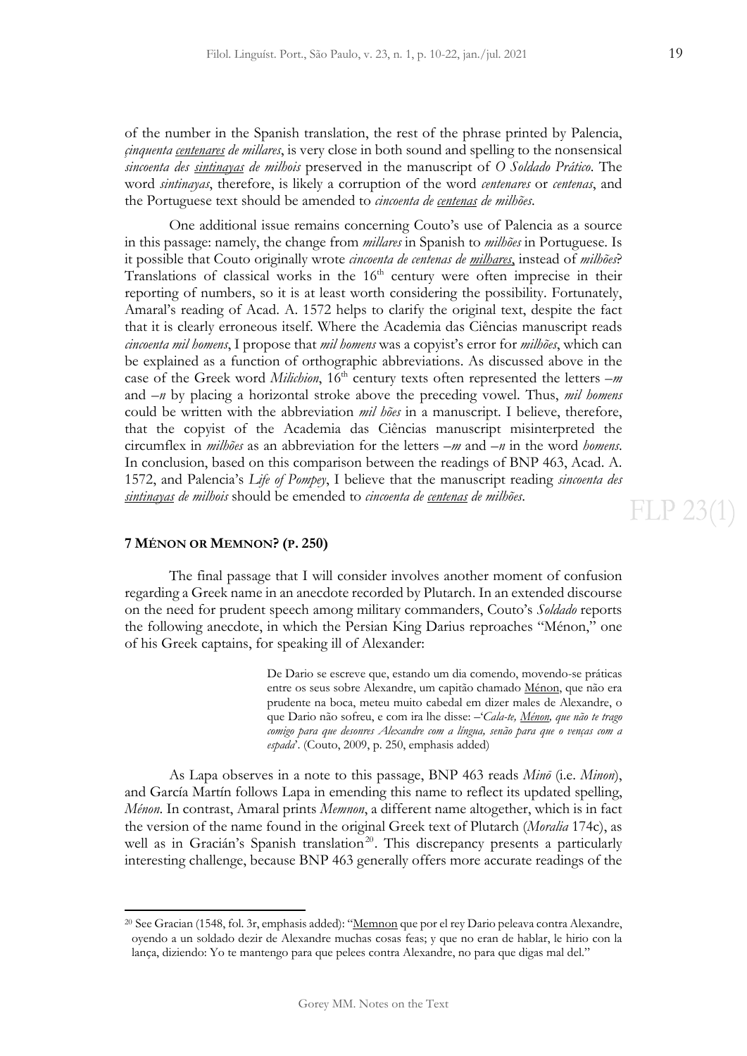of the number in the Spanish translation, the rest of the phrase printed by Palencia, *çinquenta centenares de millares*, is very close in both sound and spelling to the nonsensical *sincoenta des sintinayas de milhois* preserved in the manuscript of *O Soldado Prático*. The word *sintinayas*, therefore, is likely a corruption of the word *centenares* or *centenas*, and the Portuguese text should be amended to *cincoenta de centenas de milhões*.

One additional issue remains concerning Couto's use of Palencia as a source in this passage: namely, the change from *millares* in Spanish to *milhões* in Portuguese. Is it possible that Couto originally wrote *cincoenta de centenas de milhares*, instead of *milhões*? Translations of classical works in the 16th century were often imprecise in their reporting of numbers, so it is at least worth considering the possibility. Fortunately, Amaral's reading of Acad. A. 1572 helps to clarify the original text, despite the fact that it is clearly erroneous itself. Where the Academia das Ciências manuscript reads *cincoenta mil homens*, I propose that *mil homens* was a copyist's error for *milhões*, which can be explained as a function of orthographic abbreviations. As discussed above in the case of the Greek word *Milichion*, 16th century texts often represented the letters *–m* and *–n* by placing a horizontal stroke above the preceding vowel. Thus, *mil homens* could be written with the abbreviation *mil hões* in a manuscript. I believe, therefore, that the copyist of the Academia das Ciências manuscript misinterpreted the circumflex in *milhões* as an abbreviation for the letters *–m* and *–n* in the word *homens*. In conclusion, based on this comparison between the readings of BNP 463, Acad. A. 1572, and Palencia's *Life of Pompey*, I believe that the manuscript reading *sincoenta des sintinayas de milhois* should be emended to *cincoenta de centenas de milhões*.

## 7 MÉNON OR MEMNON? (P. 250)

The final passage that I will consider involves another moment of confusion regarding a Greek name in an anecdote recorded by Plutarch. In an extended discourse on the need for prudent speech among military commanders, Couto's *Soldado* reports the following anecdote, in which the Persian King Darius reproaches "Ménon," one of his Greek captains, for speaking ill of Alexander:

> De Dario se escreve que, estando um dia comendo, movendo-se práticas entre os seus sobre Alexandre, um capitão chamado Ménon, que não era prudente na boca, meteu muito cabedal em dizer males de Alexandre, o que Dario não sofreu, e com ira lhe disse: –'*Cala-te, Ménon, que não te trago comigo para que desonres Alexandre com a língua, senão para que o venças com a espada*'. (Couto, 2009, p. 250, emphasis added)

As Lapa observes in a note to this passage, BNP 463 reads *Minõ* (i.e. *Minon*), and García Martín follows Lapa in emending this name to reflect its updated spelling, *Ménon*. In contrast, Amaral prints *Memnon*, a different name altogether, which is in fact the version of the name found in the original Greek text of Plutarch (*Moralia* 174c), as well as in Gracián's Spanish translation[20]. This discrepancy presents a particularly interesting challenge, because BNP 463 generally offers more accurate readings of the

[20] See Gracian (1548, fol. 3r, emphasis added): "Memnon que por el rey Dario peleava contra Alexandre, oyendo a un soldado dezir de Alexandre muchas cosas feas; y que no eran de hablar, le hirio con la lança, diziendo: Yo te mantengo para que pelees contra Alexandre, no para que digas mal del."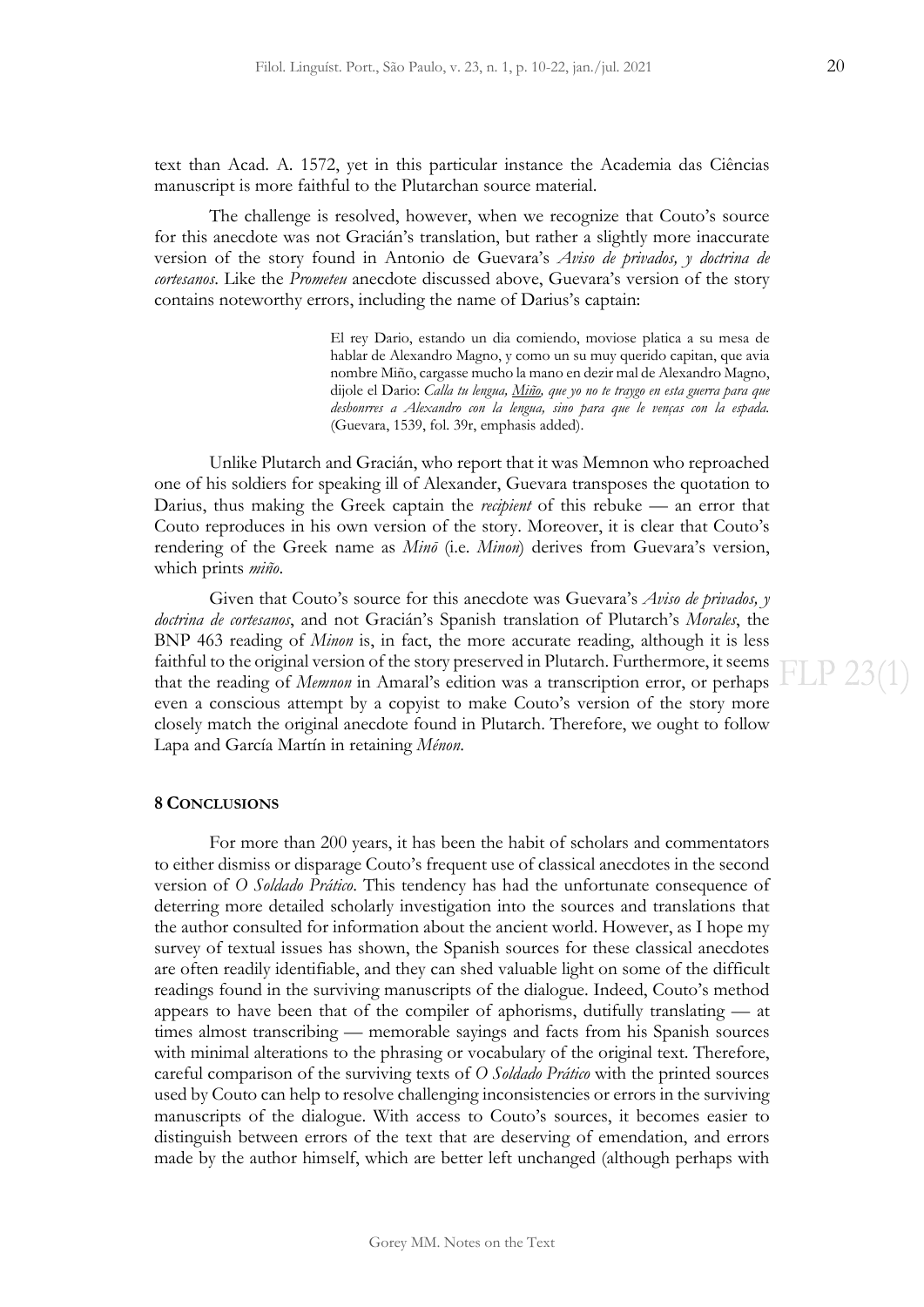text than Acad. A. 1572, yet in this particular instance the Academia das Ciências manuscript is more faithful to the Plutarchan source material.

The challenge is resolved, however, when we recognize that Couto's source for this anecdote was not Gracián's translation, but rather a slightly more inaccurate version of the story found in Antonio de Guevara's *Aviso de privados, y doctrina de cortesanos*. Like the *Prometeu* anecdote discussed above, Guevara's version of the story contains noteworthy errors, including the name of Darius's captain:

> El rey Dario, estando un dia comiendo, moviose platica a su mesa de hablar de Alexandro Magno, y como un su muy querido capitan, que avia nombre Miño, cargasse mucho la mano en dezir mal de Alexandro Magno, dijole el Dario: *Calla tu lengua, Miño, que yo no te traygo en esta guerra para que deshonrres a Alexandro con la lengua, sino para que le venças con la espada.* (Guevara, 1539, fol. 39r, emphasis added).

Unlike Plutarch and Gracián, who report that it was Memnon who reproached one of his soldiers for speaking ill of Alexander, Guevara transposes the quotation to Darius, thus making the Greek captain the *recipient* of this rebuke — an error that Couto reproduces in his own version of the story. Moreover, it is clear that Couto's rendering of the Greek name as *Minõ* (i.e. *Minon*) derives from Guevara's version, which prints *miño*.

Given that Couto's source for this anecdote was Guevara's *Aviso de privados, y doctrina de cortesanos*, and not Gracián's Spanish translation of Plutarch's *Morales*, the BNP 463 reading of *Minon* is, in fact, the more accurate reading, although it is less faithful to the original version of the story preserved in Plutarch. Furthermore, it seems that the reading of *Memnon* in Amaral's edition was a transcription error, or perhaps even a conscious attempt by a copyist to make Couto's version of the story more closely match the original anecdote found in Plutarch. Therefore, we ought to follow Lapa and García Martín in retaining *Ménon*.

## 8 Conclusions

For more than 200 years, it has been the habit of scholars and commentators to either dismiss or disparage Couto's frequent use of classical anecdotes in the second version of *O Soldado Prático*. This tendency has had the unfortunate consequence of deterring more detailed scholarly investigation into the sources and translations that the author consulted for information about the ancient world. However, as I hope my survey of textual issues has shown, the Spanish sources for these classical anecdotes are often readily identifiable, and they can shed valuable light on some of the difficult readings found in the surviving manuscripts of the dialogue. Indeed, Couto's method appears to have been that of the compiler of aphorisms, dutifully translating — at times almost transcribing — memorable sayings and facts from his Spanish sources with minimal alterations to the phrasing or vocabulary of the original text. Therefore, careful comparison of the surviving texts of *O Soldado Prático* with the printed sources used by Couto can help to resolve challenging inconsistencies or errors in the surviving manuscripts of the dialogue. With access to Couto's sources, it becomes easier to distinguish between errors of the text that are deserving of emendation, and errors made by the author himself, which are better left unchanged (although perhaps with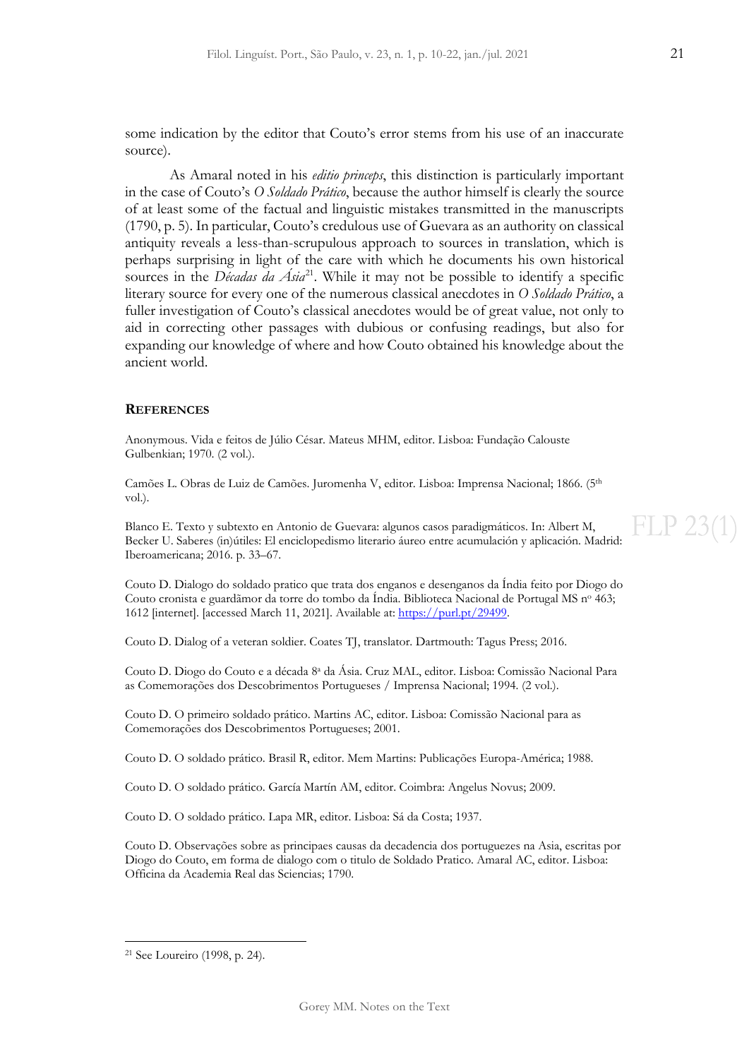some indication by the editor that Couto's error stems from his use of an inaccurate source).

As Amaral noted in his *editio princeps*, this distinction is particularly important in the case of Couto's *O Soldado Prático*, because the author himself is clearly the source of at least some of the factual and linguistic mistakes transmitted in the manuscripts (1790, p. 5). In particular, Couto's credulous use of Guevara as an authority on classical antiquity reveals a less-than-scrupulous approach to sources in translation, which is perhaps surprising in light of the care with which he documents his own historical sources in the *Décadas da Ásia*[21]. While it may not be possible to identify a specific literary source for every one of the numerous classical anecdotes in *O Soldado Prático*, a fuller investigation of Couto's classical anecdotes would be of great value, not only to aid in correcting other passages with dubious or confusing readings, but also for expanding our knowledge of where and how Couto obtained his knowledge about the ancient world.

## References

Anonymous. Vida e feitos de Júlio César. Mateus MHM, editor. Lisboa: Fundação Calouste Gulbenkian; 1970. (2 vol.).

Camões L. Obras de Luiz de Camões. Juromenha V, editor. Lisboa: Imprensa Nacional; 1866. (5th vol.).

Blanco E. Texto y subtexto en Antonio de Guevara: algunos casos paradigmáticos. In: Albert M, Becker U. Saberes (in)útiles: El enciclopedismo literario áureo entre acumulación y aplicación. Madrid: Iberoamericana; 2016. p. 33–67.

Couto D. Dialogo do soldado pratico que trata dos enganos e desenganos da Índia feito por Diogo do Couto cronista e guardãmor da torre do tombo da Índia. Biblioteca Nacional de Portugal MS nº 463; 1612 [internet]. [accessed March 11, 2021]. Available at: https://purl.pt/29499.

Couto D. Dialog of a veteran soldier. Coates TJ, translator. Dartmouth: Tagus Press; 2016.

Couto D. Diogo do Couto e a década 8ª da Ásia. Cruz MAL, editor. Lisboa: Comissão Nacional Para as Comemorações dos Descobrimentos Portugueses / Imprensa Nacional; 1994. (2 vol.).

Couto D. O primeiro soldado prático. Martins AC, editor. Lisboa: Comissão Nacional para as Comemorações dos Descobrimentos Portugueses; 2001.

Couto D. O soldado prático. Brasil R, editor. Mem Martins: Publicações Europa-América; 1988.

Couto D. O soldado prático. García Martín AM, editor. Coimbra: Angelus Novus; 2009.

Couto D. O soldado prático. Lapa MR, editor. Lisboa: Sá da Costa; 1937.

Couto D. Observações sobre as principaes causas da decadencia dos portuguezes na Asia, escritas por Diogo do Couto, em forma de dialogo com o titulo de Soldado Pratico. Amaral AC, editor. Lisboa: Officina da Academia Real das Sciencias; 1790.

---

[21] See Loureiro (1998, p. 24).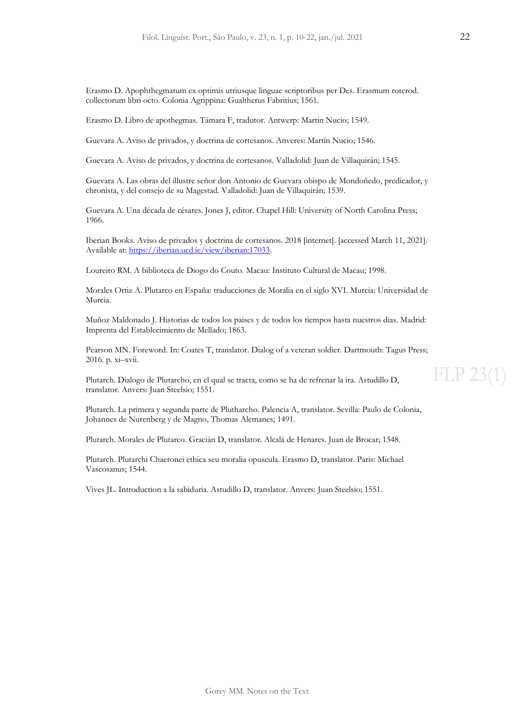Erasmo D. Apophthegmatum ex optimis utriusque linguae scriptoribus per Des. Erasmum roterod. collectorum libri octo. Colonia Agrippina: Gualtherus Fabritius; 1561.

Erasmo D. Libro de apothegmas. Támara F, tradutor. Antwerp: Martin Nucio; 1549.

Guevara A. Aviso de privados, y doctrina de cortesanos. Anveres: Martín Nucio; 1546.

Guevara A. Aviso de privados, y doctrina de cortesanos. Valladolid: Juan de Villaquirán; 1545.

Guevara A. Las obras del illustre señor don Antonio de Guevara obispo de Mondoñedo, predicador, y chronista, y del consejo de su Magestad. Valladolid: Juan de Villaquirán; 1539.

Guevara A. Una década de césares. Jones J, editor. Chapel Hill: University of North Carolina Press; 1966.

Iberian Books. Aviso de privados y doctrina de cortesanos. 2018 [internet]. [accessed March 11, 2021]. Available at: https://iberian.ucd.ie/view/iberian:17033.

Loureiro RM. A biblioteca de Diogo do Couto. Macau: Instituto Cultural de Macau; 1998.

Morales Ortiz A. Plutarco en España: traducciones de Moralia en el siglo XVI. Murcia: Universidad de Murcia.

Muñoz Maldonado J. Historias de todos los paises y de todos los tiempos hasta nuestros dias. Madrid: Imprenta del Establecimiento de Mellado; 1863.

Pearson MN. Foreword. In: Coates T, translator. Dialog of a veteran soldier. Dartmouth: Tagus Press; 2016. p. xi–xvii.

Plutarch. Dialogo de Plutarcho, en el qual se tracta, como se ha de refrenar la ira. Astudillo D, translator. Anvers: Juan Steelsio; 1551.

Plutarch. La primera y segunda parte de Plutharcho. Palencia A, translator. Sevilla: Paulo de Colonia, Johannes de Nurenberg y de Magno, Thomas Alemanes; 1491.

Plutarch. Morales de Plutarco. Gracián D, translator. Alcalá de Henares. Juan de Brocar; 1548.

Plutarch. Plutarchi Chaeronei ethica seu moralia opuscula. Erasmo D, translator. Paris: Michael Vascosanus; 1544.

Vives JL. Introduction a la sabiduria. Astudillo D, translator. Anvers: Juan Steelsio; 1551.